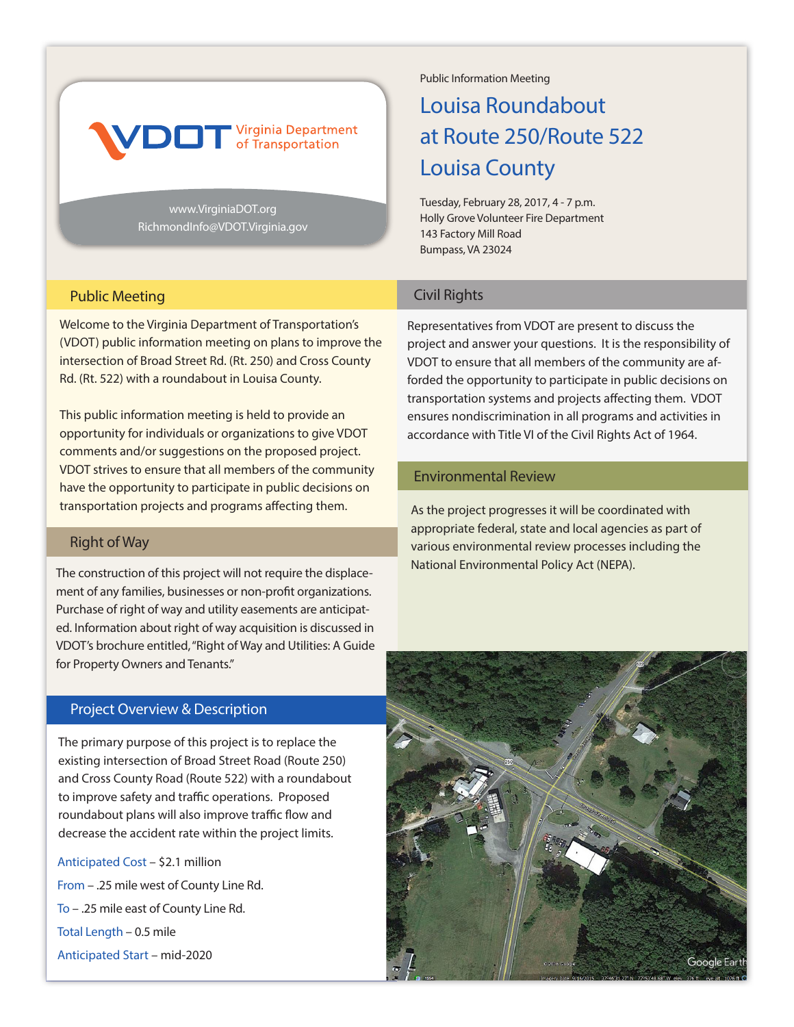VDOT Virginia Department of Transportation

www.VirginiaDOT.org
RichmondInfo@VDOT.Virginia.gov

Public Information Meeting

# Louisa Roundabout at Route 250/Route 522 Louisa County

Tuesday, February 28, 2017, 4 - 7 p.m.
Holly Grove Volunteer Fire Department
143 Factory Mill Road
Bumpass, VA 23024

## Public Meeting

Welcome to the Virginia Department of Transportation's (VDOT) public information meeting on plans to improve the intersection of Broad Street Rd. (Rt. 250) and Cross County Rd. (Rt. 522) with a roundabout in Louisa County.

This public information meeting is held to provide an opportunity for individuals or organizations to give VDOT comments and/or suggestions on the proposed project. VDOT strives to ensure that all members of the community have the opportunity to participate in public decisions on transportation projects and programs affecting them.

## Right of Way

The construction of this project will not require the displacement of any families, businesses or non-profit organizations. Purchase of right of way and utility easements are anticipated. Information about right of way acquisition is discussed in VDOT's brochure entitled, "Right of Way and Utilities: A Guide for Property Owners and Tenants."

## Project Overview & Description

The primary purpose of this project is to replace the existing intersection of Broad Street Road (Route 250) and Cross County Road (Route 522) with a roundabout to improve safety and traffic operations. Proposed roundabout plans will also improve traffic flow and decrease the accident rate within the project limits.

Anticipated Cost – $2.1 million

From – .25 mile west of County Line Rd.

To – .25 mile east of County Line Rd.

Total Length – 0.5 mile

Anticipated Start – mid-2020

## Civil Rights

Representatives from VDOT are present to discuss the project and answer your questions. It is the responsibility of VDOT to ensure that all members of the community are afforded the opportunity to participate in public decisions on transportation systems and projects affecting them. VDOT ensures nondiscrimination in all programs and activities in accordance with Title VI of the Civil Rights Act of 1964.

## Environmental Review

As the project progresses it will be coordinated with appropriate federal, state and local agencies as part of various environmental review processes including the National Environmental Policy Act (NEPA).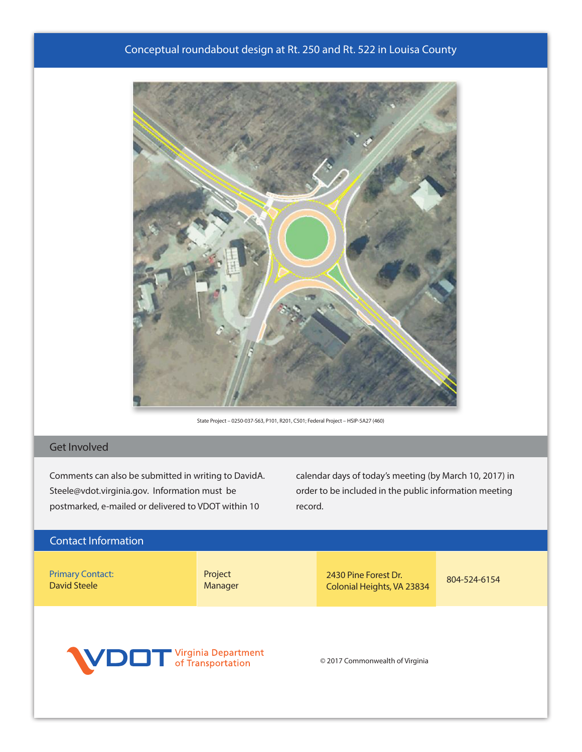## Conceptual roundabout design at Rt. 250 and Rt. 522 in Louisa County

State Project – 0250-037-S63, P101, R201, C501; Federal Project – HSIP-5A27 (460)

## Get Involved

Comments can also be submitted in writing to DavidA.Steele@vdot.virginia.gov. Information must be postmarked, e-mailed or delivered to VDOT within 10 calendar days of today's meeting (by March 10, 2017) in order to be included in the public information meeting record.

## Contact Information

| | | | |
|---|---|---|---|
| Primary Contact: David Steele | Project Manager | 2430 Pine Forest Dr. Colonial Heights, VA 23834 | 804-524-6154 |

VDOT Virginia Department of Transportation

© 2017 Commonwealth of Virginia